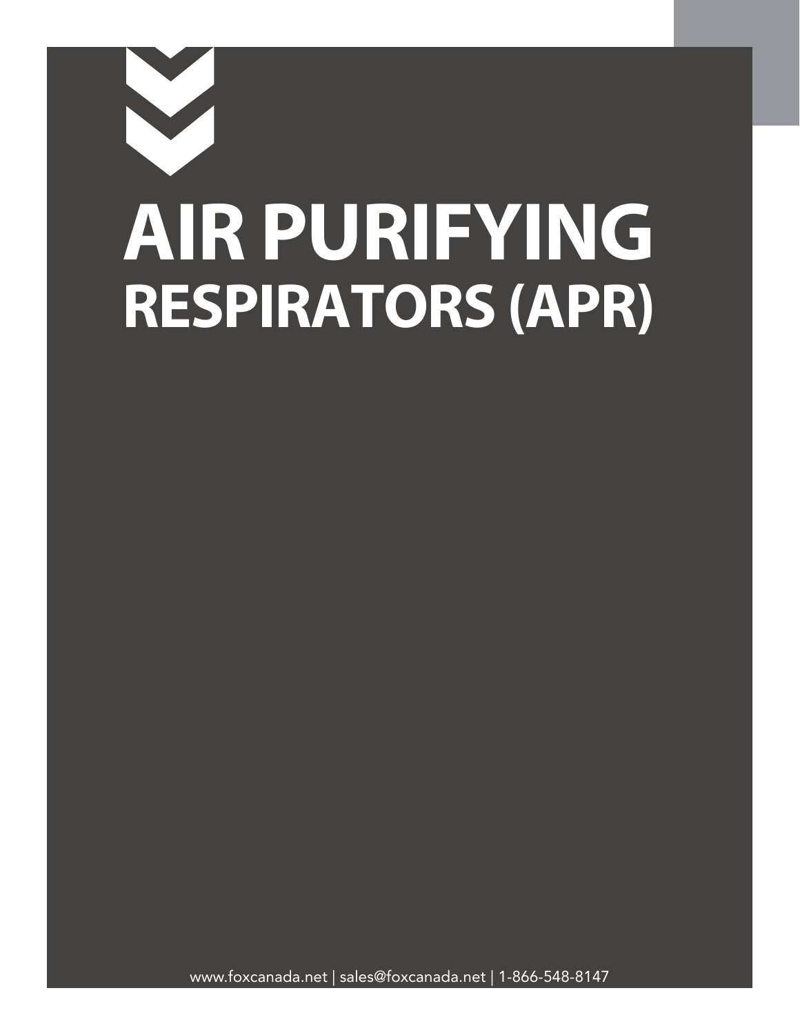# AIR PURIFYING
## RESPIRATORS (APR)

www.foxcanada.net | sales@foxcanada.net | 1-866-548-8147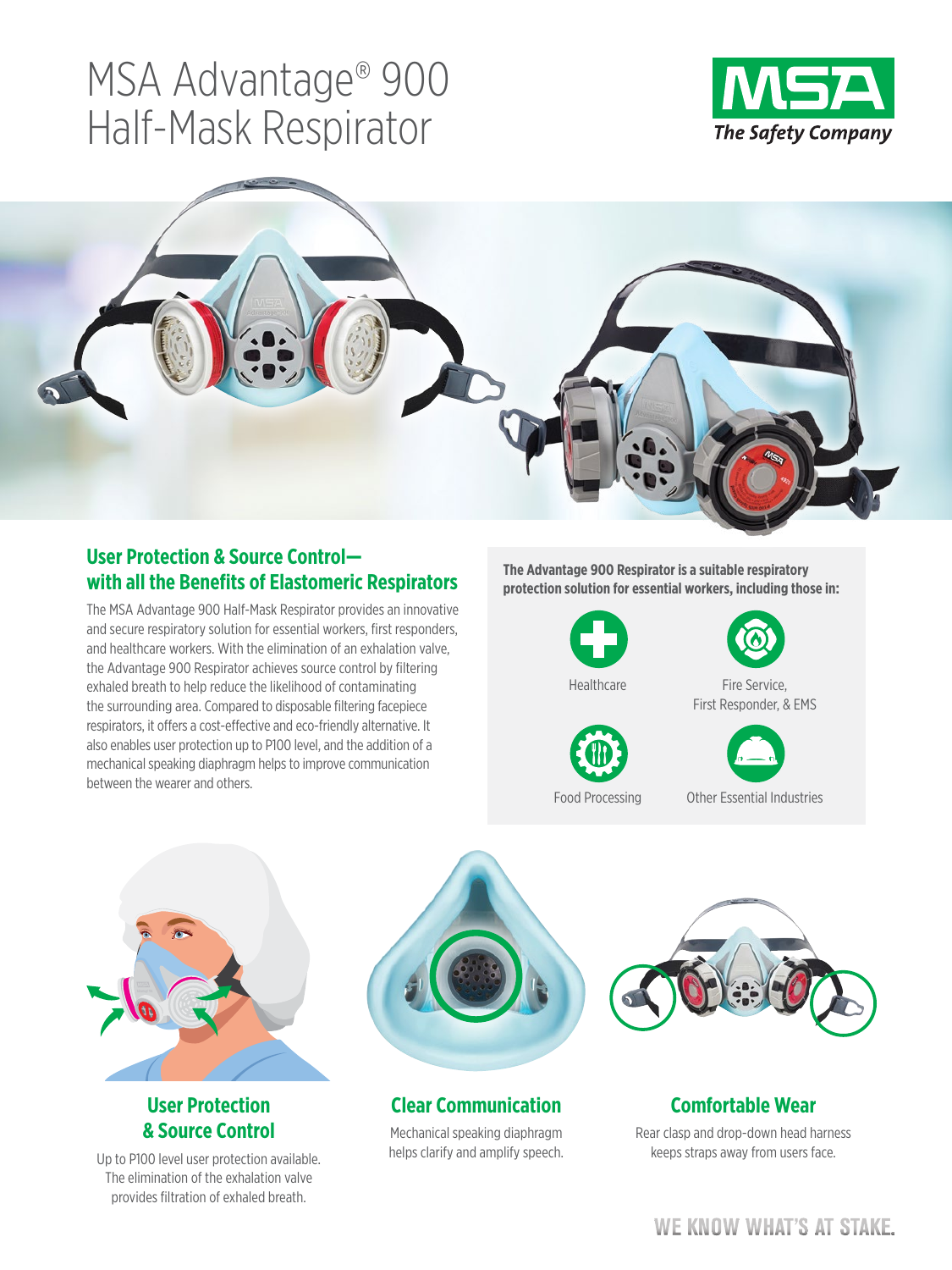# MSA Advantage® 900 Half-Mask Respirator

MSA The Safety Company

## User Protection & Source Control—with all the Benefits of Elastomeric Respirators

The MSA Advantage 900 Half-Mask Respirator provides an innovative and secure respiratory solution for essential workers, first responders, and healthcare workers. With the elimination of an exhalation valve, the Advantage 900 Respirator achieves source control by filtering exhaled breath to help reduce the likelihood of contaminating the surrounding area. Compared to disposable filtering facepiece respirators, it offers a cost-effective and eco-friendly alternative. It also enables user protection up to P100 level, and the addition of a mechanical speaking diaphragm helps to improve communication between the wearer and others.

**The Advantage 900 Respirator is a suitable respiratory protection solution for essential workers, including those in:**

- Healthcare
- Fire Service, First Responder, & EMS
- Food Processing
- Other Essential Industries

### User Protection & Source Control

Up to P100 level user protection available. The elimination of the exhalation valve provides filtration of exhaled breath.

### Clear Communication

Mechanical speaking diaphragm helps clarify and amplify speech.

### Comfortable Wear

Rear clasp and drop-down head harness keeps straps away from users face.

WE KNOW WHAT'S AT STAKE.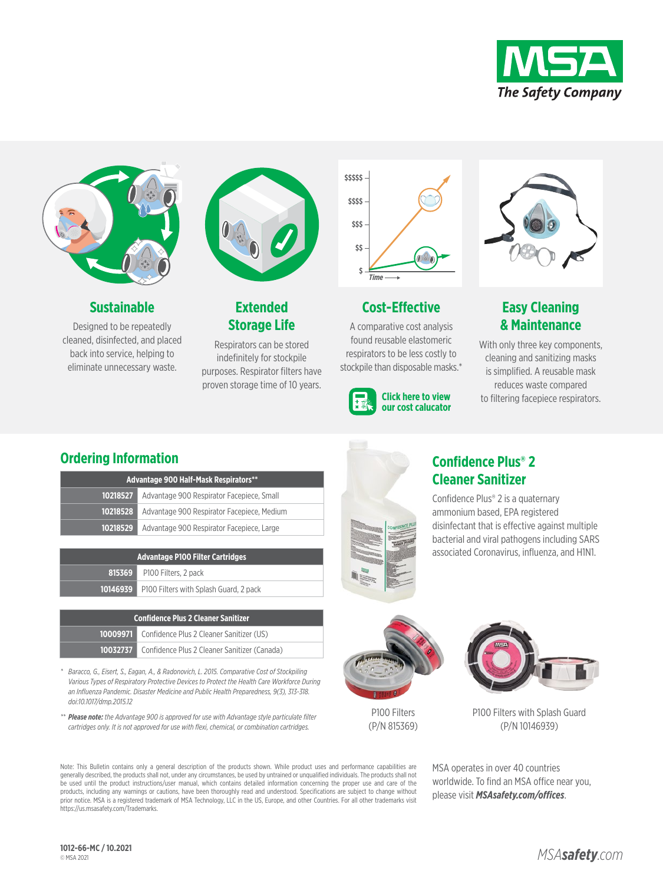MSA The Safety Company

$$$$$
$$$$
$$$
$$
$
Time

## Sustainable

Designed to be repeatedly cleaned, disinfected, and placed back into service, helping to eliminate unnecessary waste.

## Extended Storage Life

Respirators can be stored indefinitely for stockpile purposes. Respirator filters have proven storage time of 10 years.

## Cost-Effective

A comparative cost analysis found reusable elastomeric respirators to be less costly to stockpile than disposable masks.*

Click here to view our cost calculator

## Easy Cleaning & Maintenance

With only three key components, cleaning and sanitizing masks is simplified. A reusable mask reduces waste compared to filtering facepiece respirators.

## Ordering Information

| Advantage 900 Half-Mask Respirators** | |
|---|---|
| 10218527 | Advantage 900 Respirator Facepiece, Small |
| 10218528 | Advantage 900 Respirator Facepiece, Medium |
| 10218529 | Advantage 900 Respirator Facepiece, Large |

| Advantage P100 Filter Cartridges | |
|---|---|
| 815369 | P100 Filters, 2 pack |
| 10146939 | P100 Filters with Splash Guard, 2 pack |

| Confidence Plus 2 Cleaner Sanitizer | |
|---|---|
| 10009971 | Confidence Plus 2 Cleaner Sanitizer (US) |
| 10032737 | Confidence Plus 2 Cleaner Sanitizer (Canada) |

\* *Baracco, G., Eisert, S., Eagan, A., & Radonovich, L. 2015. Comparative Cost of Stockpiling Various Types of Respiratory Protective Devices to Protect the Health Care Workforce During an Influenza Pandemic. Disaster Medicine and Public Health Preparedness, 9(3), 313-318. doi:10.1017/dmp.2015.12*

\*\* ***Please note:*** *the Advantage 900 is approved for use with Advantage style particulate filter cartridges only. It is not approved for use with flexi, chemical, or combination cartridges.*

## Confidence Plus® 2 Cleaner Sanitizer

Confidence Plus® 2 is a quaternary ammonium based, EPA registered disinfectant that is effective against multiple bacterial and viral pathogens including SARS associated Coronavirus, influenza, and H1N1.

P100 Filters
(P/N 815369)

P100 Filters with Splash Guard
(P/N 10146939)

Note: This Bulletin contains only a general description of the products shown. While product uses and performance capabilities are generally described, the products shall not, under any circumstances, be used by untrained or unqualified individuals. The products shall not be used until the product instructions/user manual, which contains detailed information concerning the proper use and care of the products, including any warnings or cautions, have been thoroughly read and understood. Specifications are subject to change without prior notice. MSA is a registered trademark of MSA Technology, LLC in the US, Europe, and other Countries. For all other trademarks visit https://us.msasafety.com/Trademarks.

MSA operates in over 40 countries worldwide. To find an MSA office near you, please visit ***MSAsafety.com/offices***.

**1012-66-MC / 10.2021**
© MSA 2021

MSA*safety*.com